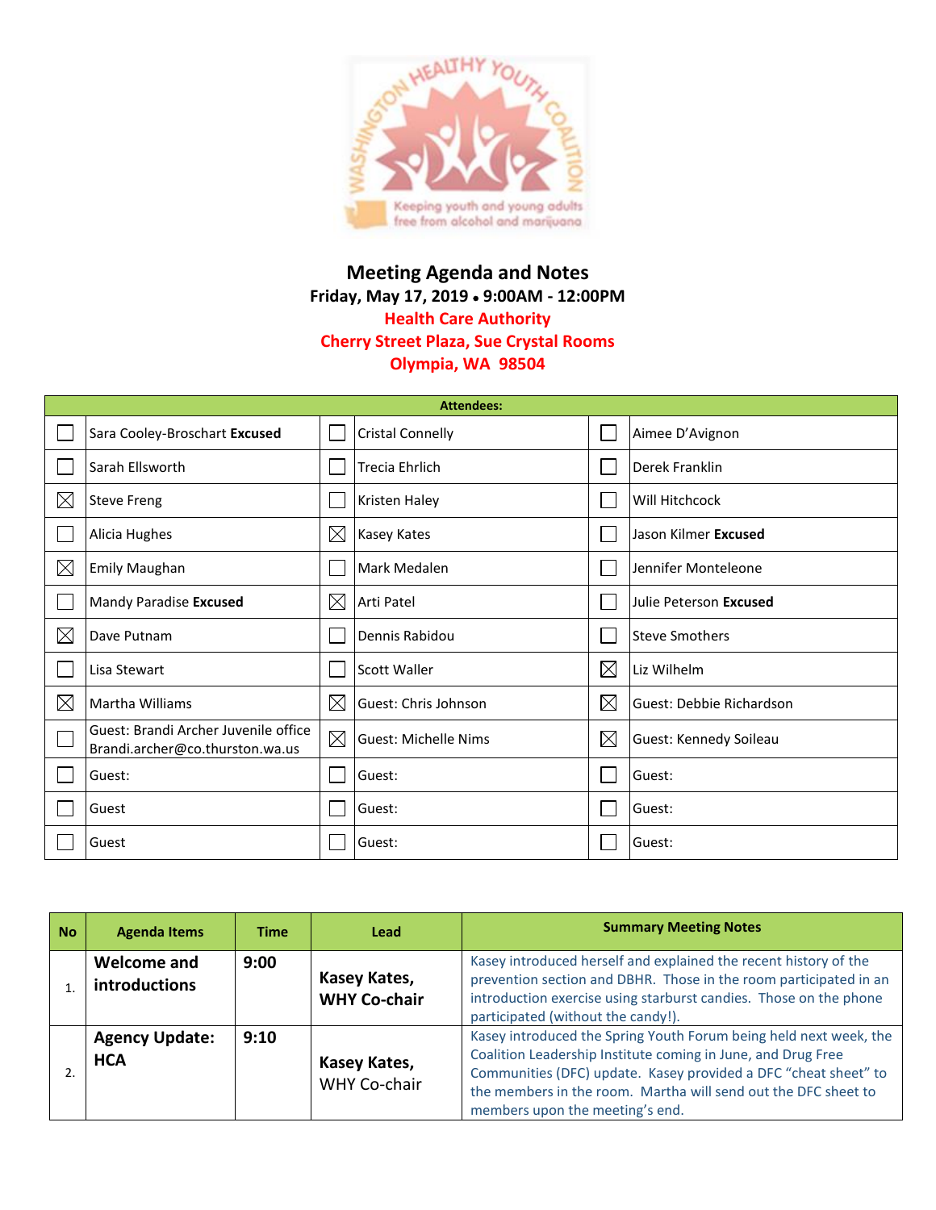# Meeting Agenda and Notes

**Friday, May 17, 2019 • 9:00AM - 12:00PM**

**Health Care Authority**

**Cherry Street Plaza, Sue Crystal Rooms**

**Olympia, WA 98504**

| Attendees: | | | | | |
|---|---|---|---|---|---|
| ☐ | Sara Cooley-Broschart **Excused** | ☐ | Cristal Connelly | ☐ | Aimee D'Avignon |
| ☐ | Sarah Ellsworth | ☐ | Trecia Ehrlich | ☐ | Derek Franklin |
| ☒ | Steve Freng | ☐ | Kristen Haley | ☐ | Will Hitchcock |
| ☐ | Alicia Hughes | ☒ | Kasey Kates | ☐ | Jason Kilmer **Excused** |
| ☒ | Emily Maughan | ☐ | Mark Medalen | ☐ | Jennifer Monteleone |
| ☐ | Mandy Paradise **Excused** | ☒ | Arti Patel | ☐ | Julie Peterson **Excused** |
| ☒ | Dave Putnam | ☐ | Dennis Rabidou | ☐ | Steve Smothers |
| ☐ | Lisa Stewart | ☐ | Scott Waller | ☒ | Liz Wilhelm |
| ☒ | Martha Williams | ☒ | Guest: Chris Johnson | ☒ | Guest: Debbie Richardson |
| ☐ | Guest: Brandi Archer Juvenile office Brandi.archer@co.thurston.wa.us | ☒ | Guest: Michelle Nims | ☒ | Guest: Kennedy Soileau |
| ☐ | Guest: | ☐ | Guest: | ☐ | Guest: |
| ☐ | Guest | ☐ | Guest: | ☐ | Guest: |
| ☐ | Guest | ☐ | Guest: | ☐ | Guest: |

| No | Agenda Items | Time | Lead | Summary Meeting Notes |
|---|---|---|---|---|
| 1. | **Welcome and introductions** | **9:00** | **Kasey Kates, WHY Co-chair** | Kasey introduced herself and explained the recent history of the prevention section and DBHR. Those in the room participated in an introduction exercise using starburst candies. Those on the phone participated (without the candy!). |
| 2. | **Agency Update: HCA** | **9:10** | **Kasey Kates,** WHY Co-chair | Kasey introduced the Spring Youth Forum being held next week, the Coalition Leadership Institute coming in June, and Drug Free Communities (DFC) update. Kasey provided a DFC "cheat sheet" to the members in the room. Martha will send out the DFC sheet to members upon the meeting's end. |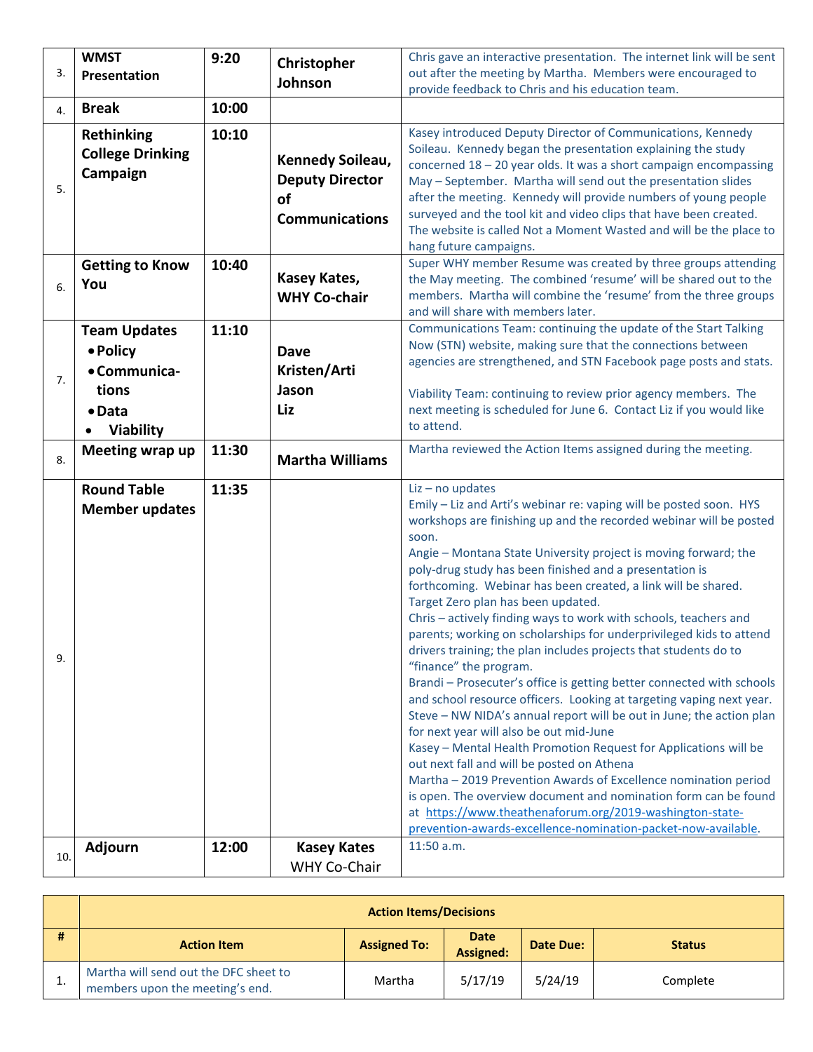| # | Agenda Item | Time | Presenter | Notes |
|---|---|---|---|---|
| 3. | **WMST Presentation** | **9:20** | **Christopher Johnson** | Chris gave an interactive presentation. The internet link will be sent out after the meeting by Martha. Members were encouraged to provide feedback to Chris and his education team. |
| 4. | **Break** | **10:00** | | |
| 5. | **Rethinking College Drinking Campaign** | **10:10** | **Kennedy Soileau, Deputy Director of Communications** | Kasey introduced Deputy Director of Communications, Kennedy Soileau. Kennedy began the presentation explaining the study concerned 18 – 20 year olds. It was a short campaign encompassing May – September. Martha will send out the presentation slides after the meeting. Kennedy will provide numbers of young people surveyed and the tool kit and video clips that have been created. The website is called Not a Moment Wasted and will be the place to hang future campaigns. |
| 6. | **Getting to Know You** | **10:40** | **Kasey Kates, WHY Co-chair** | Super WHY member Resume was created by three groups attending the May meeting. The combined 'resume' will be shared out to the members. Martha will combine the 'resume' from the three groups and will share with members later. |
| 7. | **Team Updates**<br>• **Policy**<br>• **Communica-tions**<br>• **Data**<br>• **Viability** | **11:10** | **Dave**<br>**Kristen/Arti**<br>**Jason**<br>**Liz** | Communications Team: continuing the update of the Start Talking Now (STN) website, making sure that the connections between agencies are strengthened, and STN Facebook page posts and stats.<br><br>Viability Team: continuing to review prior agency members. The next meeting is scheduled for June 6. Contact Liz if you would like to attend. |
| 8. | **Meeting wrap up** | **11:30** | **Martha Williams** | Martha reviewed the Action Items assigned during the meeting. |
| 9. | **Round Table Member updates** | **11:35** | | Liz – no updates<br>Emily – Liz and Arti's webinar re: vaping will be posted soon. HYS workshops are finishing up and the recorded webinar will be posted soon.<br>Angie – Montana State University project is moving forward; the poly-drug study has been finished and a presentation is forthcoming. Webinar has been created, a link will be shared. Target Zero plan has been updated.<br>Chris – actively finding ways to work with schools, teachers and parents; working on scholarships for underprivileged kids to attend drivers training; the plan includes projects that students do to "finance" the program.<br>Brandi – Prosecuter's office is getting better connected with schools and school resource officers. Looking at targeting vaping next year.<br>Steve – NW NIDA's annual report will be out in June; the action plan for next year will also be out mid-June<br>Kasey – Mental Health Promotion Request for Applications will be out next fall and will be posted on Athena<br>Martha – 2019 Prevention Awards of Excellence nomination period is open. The overview document and nomination form can be found at https://www.theathenaforum.org/2019-washington-state-prevention-awards-excellence-nomination-packet-now-available. |
| 10. | **Adjourn** | **12:00** | **Kasey Kates** WHY Co-Chair | 11:50 a.m. |

| # | Action Items/Decisions | | | | |
|---|---|---|---|---|---|
| # | **Action Item** | **Assigned To:** | **Date Assigned:** | **Date Due:** | **Status** |
| 1. | Martha will send out the DFC sheet to members upon the meeting's end. | Martha | 5/17/19 | 5/24/19 | Complete |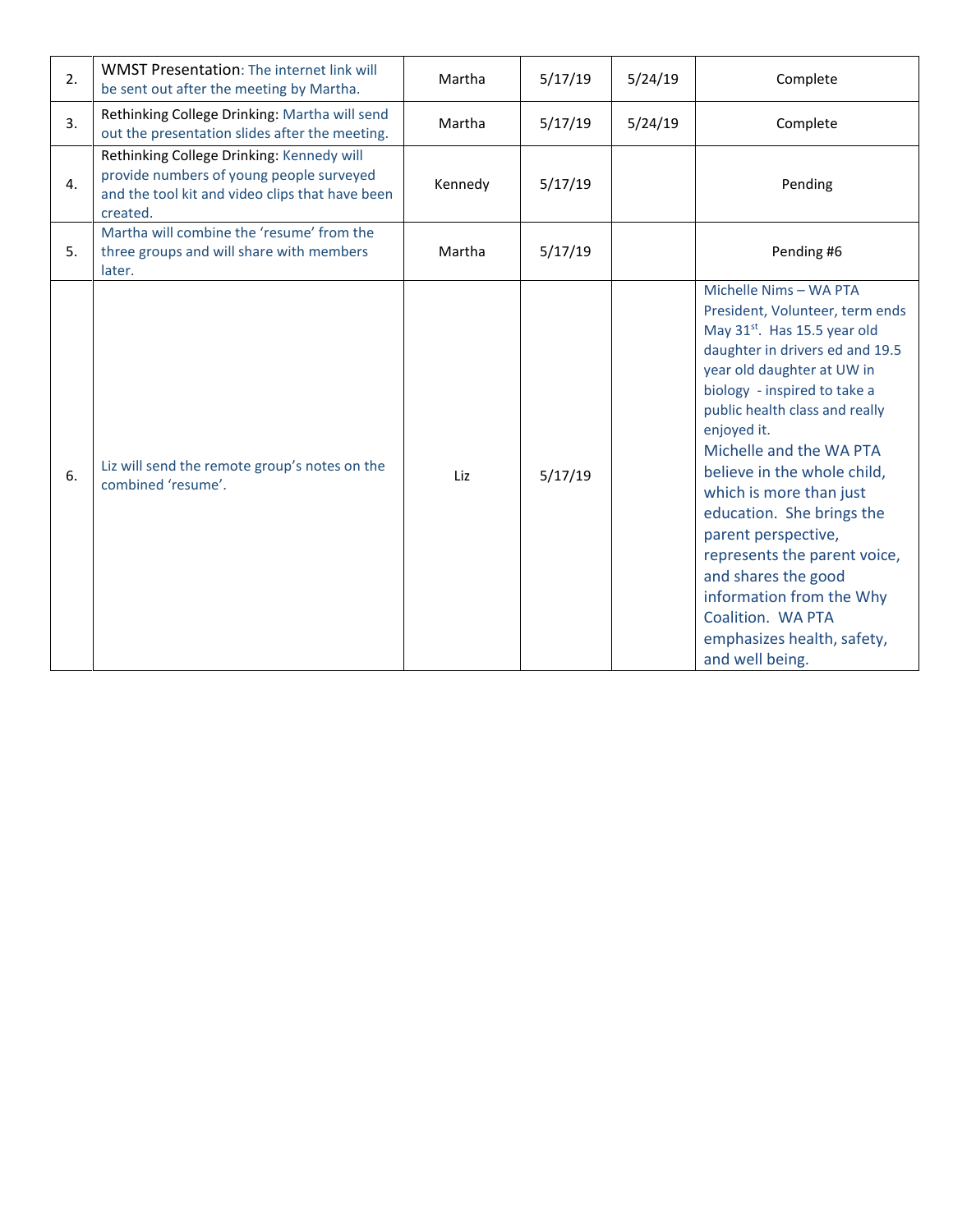| | | | | | |
|---|---|---|---|---|---|
| 2. | WMST Presentation: The internet link will be sent out after the meeting by Martha. | Martha | 5/17/19 | 5/24/19 | Complete |
| 3. | Rethinking College Drinking: Martha will send out the presentation slides after the meeting. | Martha | 5/17/19 | 5/24/19 | Complete |
| 4. | Rethinking College Drinking: Kennedy will provide numbers of young people surveyed and the tool kit and video clips that have been created. | Kennedy | 5/17/19 | | Pending |
| 5. | Martha will combine the 'resume' from the three groups and will share with members later. | Martha | 5/17/19 | | Pending #6 |
| 6. | Liz will send the remote group's notes on the combined 'resume'. | Liz | 5/17/19 | | Michelle Nims – WA PTA President, Volunteer, term ends May 31st. Has 15.5 year old daughter in drivers ed and 19.5 year old daughter at UW in biology - inspired to take a public health class and really enjoyed it. Michelle and the WA PTA believe in the whole child, which is more than just education. She brings the parent perspective, represents the parent voice, and shares the good information from the Why Coalition. WA PTA emphasizes health, safety, and well being. |